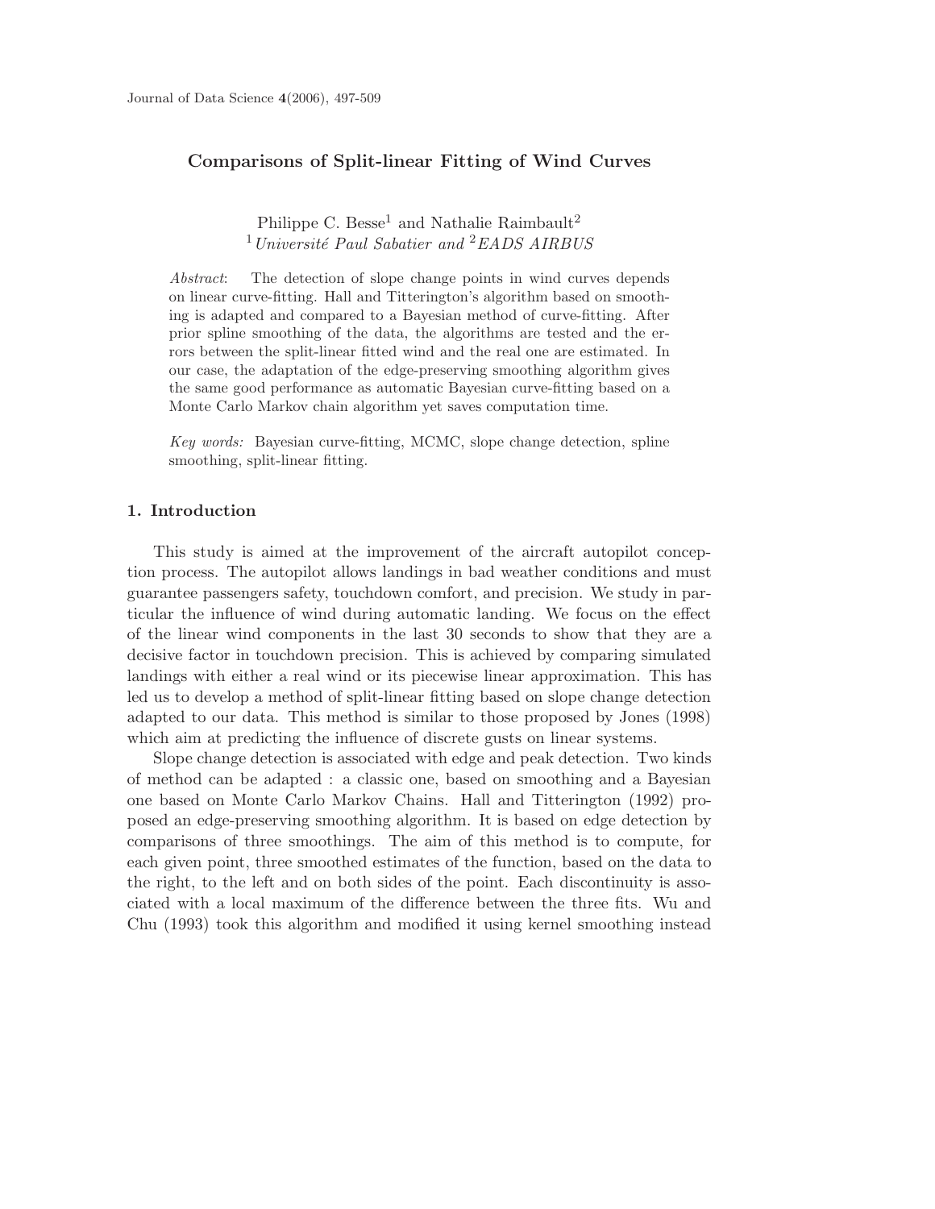# Comparisons of Split-linear Fitting of Wind Curves

Philippe C. Besse[1] and Nathalie Raimbault[2]

[1] *Université Paul Sabatier and* [2] *EADS AIRBUS*

*Abstract*: The detection of slope change points in wind curves depends on linear curve-fitting. Hall and Titterington's algorithm based on smoothing is adapted and compared to a Bayesian method of curve-fitting. After prior spline smoothing of the data, the algorithms are tested and the errors between the split-linear fitted wind and the real one are estimated. In our case, the adaptation of the edge-preserving smoothing algorithm gives the same good performance as automatic Bayesian curve-fitting based on a Monte Carlo Markov chain algorithm yet saves computation time.

*Key words:* Bayesian curve-fitting, MCMC, slope change detection, spline smoothing, split-linear fitting.

## 1. Introduction

This study is aimed at the improvement of the aircraft autopilot conception process. The autopilot allows landings in bad weather conditions and must guarantee passengers safety, touchdown comfort, and precision. We study in particular the influence of wind during automatic landing. We focus on the effect of the linear wind components in the last 30 seconds to show that they are a decisive factor in touchdown precision. This is achieved by comparing simulated landings with either a real wind or its piecewise linear approximation. This has led us to develop a method of split-linear fitting based on slope change detection adapted to our data. This method is similar to those proposed by Jones (1998) which aim at predicting the influence of discrete gusts on linear systems.

Slope change detection is associated with edge and peak detection. Two kinds of method can be adapted : a classic one, based on smoothing and a Bayesian one based on Monte Carlo Markov Chains. Hall and Titterington (1992) proposed an edge-preserving smoothing algorithm. It is based on edge detection by comparisons of three smoothings. The aim of this method is to compute, for each given point, three smoothed estimates of the function, based on the data to the right, to the left and on both sides of the point. Each discontinuity is associated with a local maximum of the difference between the three fits. Wu and Chu (1993) took this algorithm and modified it using kernel smoothing instead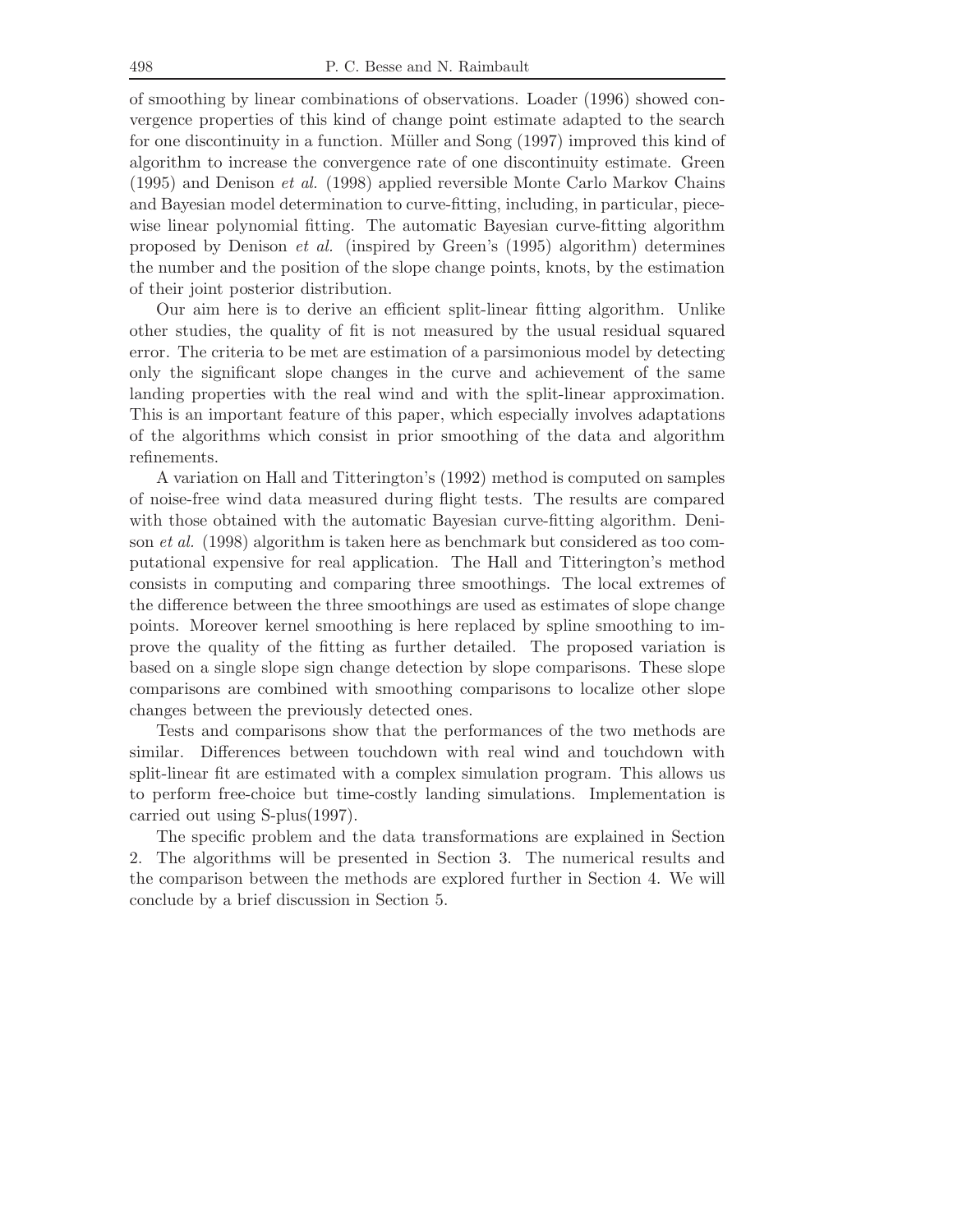of smoothing by linear combinations of observations. Loader (1996) showed convergence properties of this kind of change point estimate adapted to the search for one discontinuity in a function. Müller and Song (1997) improved this kind of algorithm to increase the convergence rate of one discontinuity estimate. Green (1995) and Denison *et al.* (1998) applied reversible Monte Carlo Markov Chains and Bayesian model determination to curve-fitting, including, in particular, piecewise linear polynomial fitting. The automatic Bayesian curve-fitting algorithm proposed by Denison *et al.* (inspired by Green's (1995) algorithm) determines the number and the position of the slope change points, knots, by the estimation of their joint posterior distribution.

Our aim here is to derive an efficient split-linear fitting algorithm. Unlike other studies, the quality of fit is not measured by the usual residual squared error. The criteria to be met are estimation of a parsimonious model by detecting only the significant slope changes in the curve and achievement of the same landing properties with the real wind and with the split-linear approximation. This is an important feature of this paper, which especially involves adaptations of the algorithms which consist in prior smoothing of the data and algorithm refinements.

A variation on Hall and Titterington's (1992) method is computed on samples of noise-free wind data measured during flight tests. The results are compared with those obtained with the automatic Bayesian curve-fitting algorithm. Denison *et al.* (1998) algorithm is taken here as benchmark but considered as too computational expensive for real application. The Hall and Titterington's method consists in computing and comparing three smoothings. The local extremes of the difference between the three smoothings are used as estimates of slope change points. Moreover kernel smoothing is here replaced by spline smoothing to improve the quality of the fitting as further detailed. The proposed variation is based on a single slope sign change detection by slope comparisons. These slope comparisons are combined with smoothing comparisons to localize other slope changes between the previously detected ones.

Tests and comparisons show that the performances of the two methods are similar. Differences between touchdown with real wind and touchdown with split-linear fit are estimated with a complex simulation program. This allows us to perform free-choice but time-costly landing simulations. Implementation is carried out using S-plus(1997).

The specific problem and the data transformations are explained in Section 2. The algorithms will be presented in Section 3. The numerical results and the comparison between the methods are explored further in Section 4. We will conclude by a brief discussion in Section 5.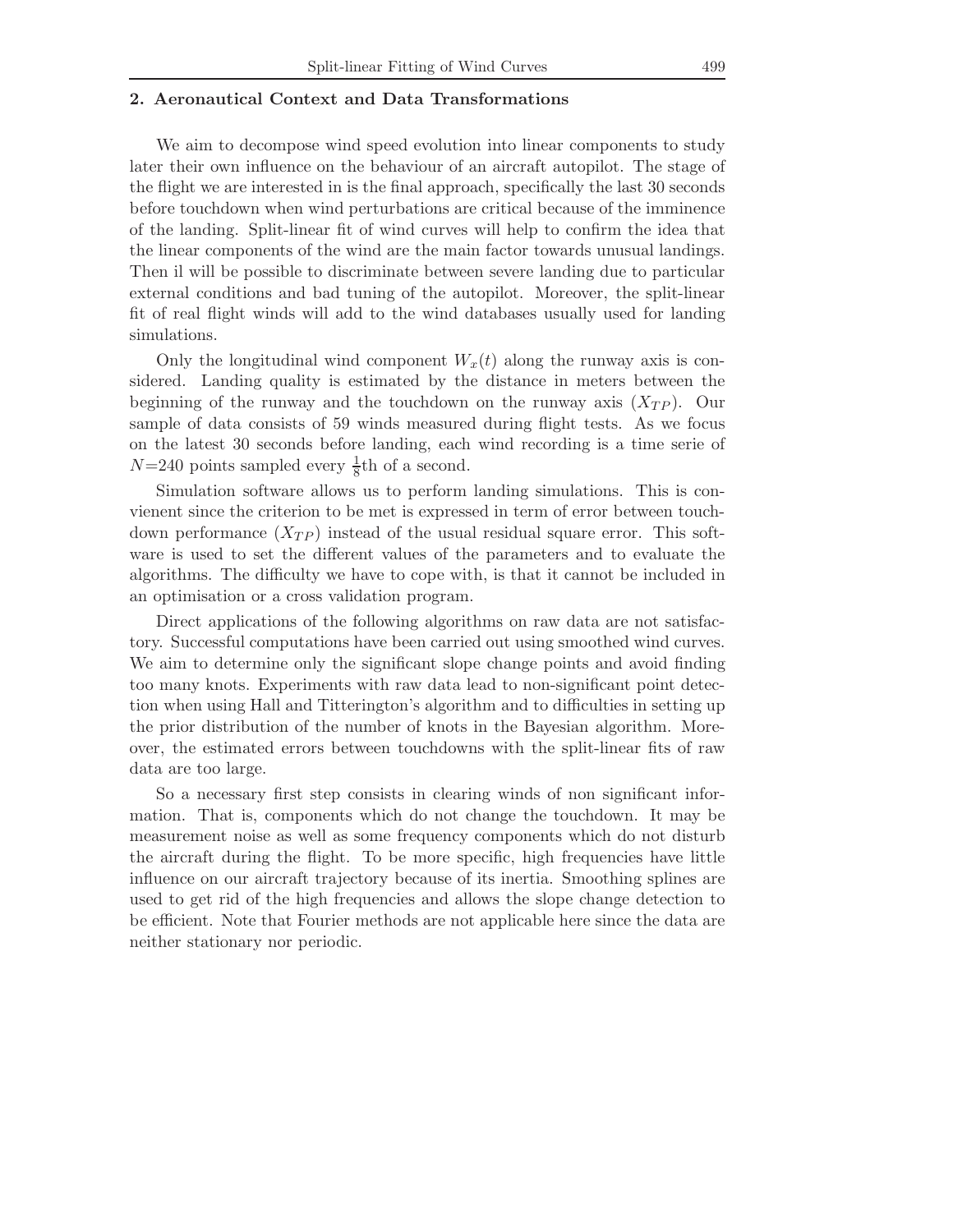## 2. Aeronautical Context and Data Transformations

We aim to decompose wind speed evolution into linear components to study later their own influence on the behaviour of an aircraft autopilot. The stage of the flight we are interested in is the final approach, specifically the last 30 seconds before touchdown when wind perturbations are critical because of the imminence of the landing. Split-linear fit of wind curves will help to confirm the idea that the linear components of the wind are the main factor towards unusual landings. Then il will be possible to discriminate between severe landing due to particular external conditions and bad tuning of the autopilot. Moreover, the split-linear fit of real flight winds will add to the wind databases usually used for landing simulations.

Only the longitudinal wind component $W_x(t)$ along the runway axis is considered. Landing quality is estimated by the distance in meters between the beginning of the runway and the touchdown on the runway axis ($X_{TP}$). Our sample of data consists of 59 winds measured during flight tests. As we focus on the latest 30 seconds before landing, each wind recording is a time serie of $N$=240 points sampled every $\frac{1}{8}$th of a second.

Simulation software allows us to perform landing simulations. This is convienent since the criterion to be met is expressed in term of error between touchdown performance ($X_{TP}$) instead of the usual residual square error. This software is used to set the different values of the parameters and to evaluate the algorithms. The difficulty we have to cope with, is that it cannot be included in an optimisation or a cross validation program.

Direct applications of the following algorithms on raw data are not satisfactory. Successful computations have been carried out using smoothed wind curves. We aim to determine only the significant slope change points and avoid finding too many knots. Experiments with raw data lead to non-significant point detection when using Hall and Titterington's algorithm and to difficulties in setting up the prior distribution of the number of knots in the Bayesian algorithm. Moreover, the estimated errors between touchdowns with the split-linear fits of raw data are too large.

So a necessary first step consists in clearing winds of non significant information. That is, components which do not change the touchdown. It may be measurement noise as well as some frequency components which do not disturb the aircraft during the flight. To be more specific, high frequencies have little influence on our aircraft trajectory because of its inertia. Smoothing splines are used to get rid of the high frequencies and allows the slope change detection to be efficient. Note that Fourier methods are not applicable here since the data are neither stationary nor periodic.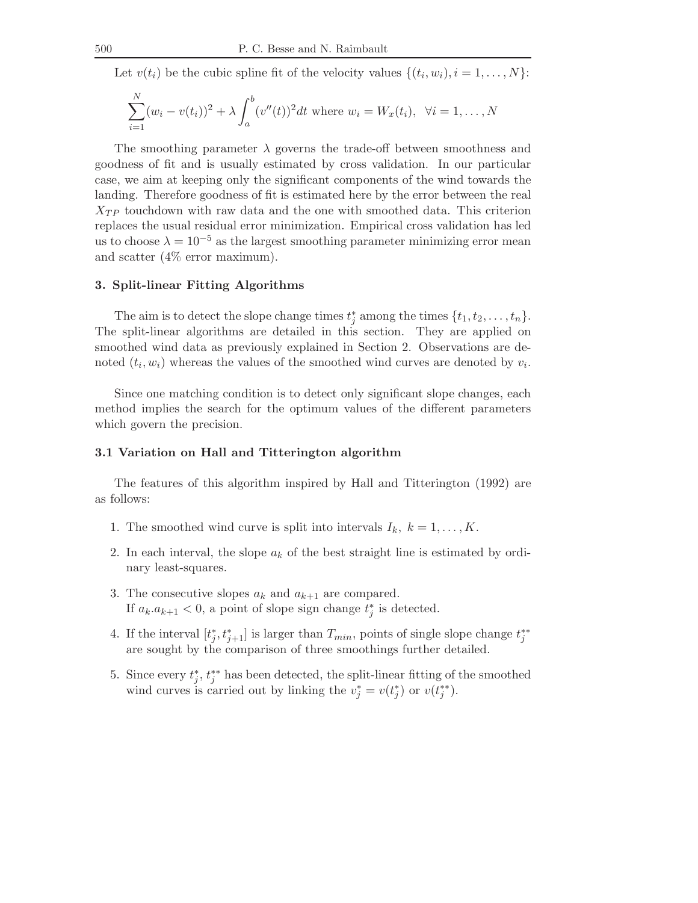Let $v(t_i)$ be the cubic spline fit of the velocity values $\{(t_i, w_i), i = 1, \dots, N\}$:

$$\sum_{i=1}^{N}(w_i - v(t_i))^2 + \lambda \int_a^b (v''(t))^2 dt \text{ where } w_i = W_x(t_i), \;\; \forall i = 1, \dots, N$$

The smoothing parameter $\lambda$ governs the trade-off between smoothness and goodness of fit and is usually estimated by cross validation. In our particular case, we aim at keeping only the significant components of the wind towards the landing. Therefore goodness of fit is estimated here by the error between the real $X_{TP}$ touchdown with raw data and the one with smoothed data. This criterion replaces the usual residual error minimization. Empirical cross validation has led us to choose $\lambda = 10^{-5}$ as the largest smoothing parameter minimizing error mean and scatter (4% error maximum).

## 3. Split-linear Fitting Algorithms

The aim is to detect the slope change times $t_j^*$ among the times $\{t_1, t_2, \dots, t_n\}$. The split-linear algorithms are detailed in this section. They are applied on smoothed wind data as previously explained in Section 2. Observations are denoted $(t_i, w_i)$ whereas the values of the smoothed wind curves are denoted by $v_i$.

Since one matching condition is to detect only significant slope changes, each method implies the search for the optimum values of the different parameters which govern the precision.

### 3.1 Variation on Hall and Titterington algorithm

The features of this algorithm inspired by Hall and Titterington (1992) are as follows:

1. The smoothed wind curve is split into intervals $I_k, \; k = 1, \dots, K$.
2. In each interval, the slope $a_k$ of the best straight line is estimated by ordinary least-squares.
3. The consecutive slopes $a_k$ and $a_{k+1}$ are compared. If $a_k.a_{k+1} < 0$, a point of slope sign change $t_j^*$ is detected.
4. If the interval $[t_j^*, t_{j+1}^*]$ is larger than $T_{min}$, points of single slope change $t_j^{**}$ are sought by the comparison of three smoothings further detailed.
5. Since every $t_j^*, t_j^{**}$ has been detected, the split-linear fitting of the smoothed wind curves is carried out by linking the $v_j^* = v(t_j^*)$ or $v(t_j^{**})$.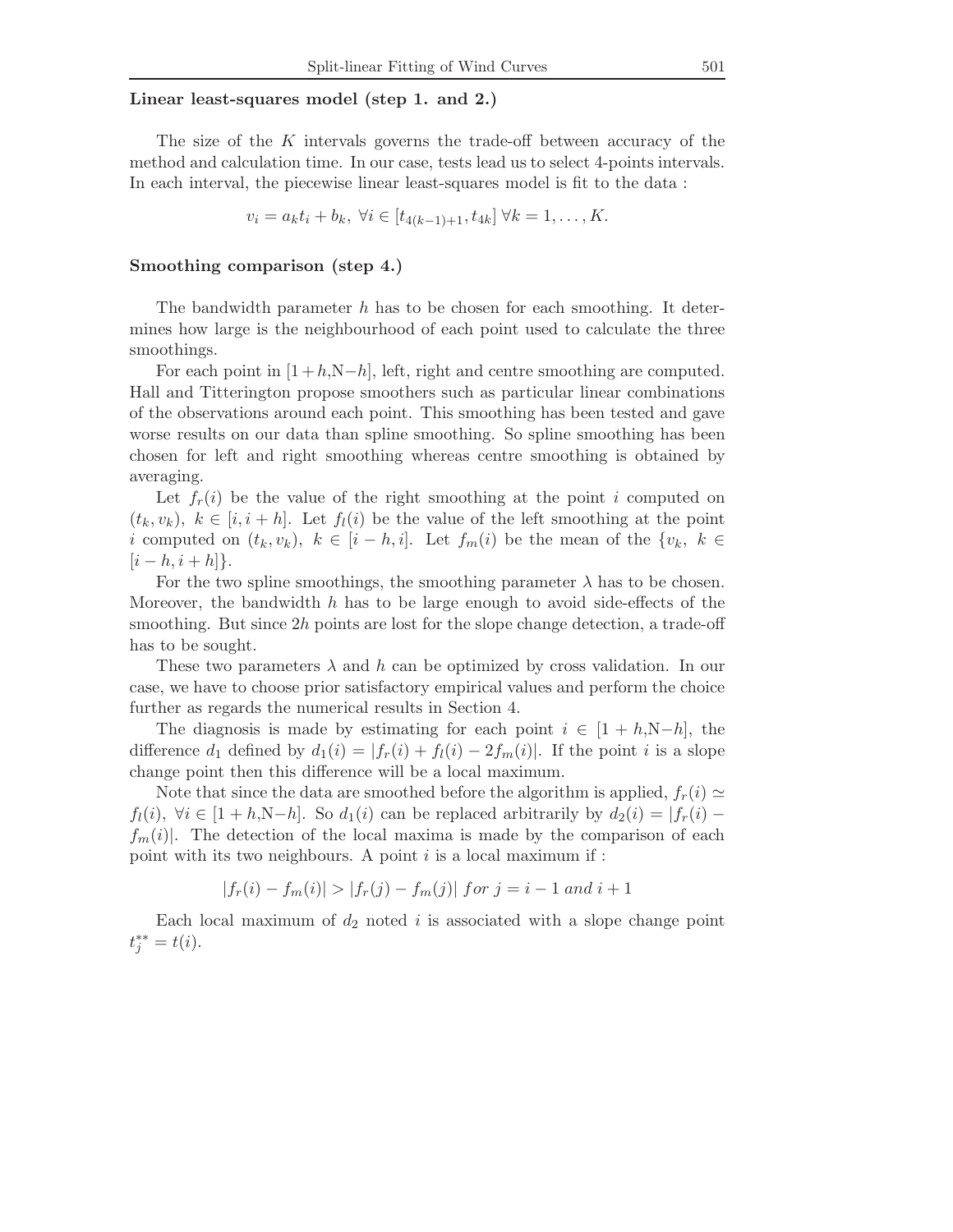### Linear least-squares model (step 1. and 2.)

The size of the $K$ intervals governs the trade-off between accuracy of the method and calculation time. In our case, tests lead us to select 4-points intervals. In each interval, the piecewise linear least-squares model is fit to the data :

$$v_i = a_k t_i + b_k,\ \forall i \in [t_{4(k-1)+1}, t_{4k}]\ \forall k = 1, \ldots, K.$$

### Smoothing comparison (step 4.)

The bandwidth parameter $h$ has to be chosen for each smoothing. It determines how large is the neighbourhood of each point used to calculate the three smoothings.

For each point in $[1+h, \text{N}-h]$, left, right and centre smoothing are computed. Hall and Titterington propose smoothers such as particular linear combinations of the observations around each point. This smoothing has been tested and gave worse results on our data than spline smoothing. So spline smoothing has been chosen for left and right smoothing whereas centre smoothing is obtained by averaging.

Let $f_r(i)$ be the value of the right smoothing at the point $i$ computed on $(t_k, v_k),\ k \in [i, i+h]$. Let $f_l(i)$ be the value of the left smoothing at the point $i$ computed on $(t_k, v_k),\ k \in [i-h, i]$. Let $f_m(i)$ be the mean of the $\{v_k,\ k \in [i-h, i+h]\}$.

For the two spline smoothings, the smoothing parameter $\lambda$ has to be chosen. Moreover, the bandwidth $h$ has to be large enough to avoid side-effects of the smoothing. But since $2h$ points are lost for the slope change detection, a trade-off has to be sought.

These two parameters $\lambda$ and $h$ can be optimized by cross validation. In our case, we have to choose prior satisfactory empirical values and perform the choice further as regards the numerical results in Section 4.

The diagnosis is made by estimating for each point $i \in [1+h, \text{N}-h]$, the difference $d_1$ defined by $d_1(i) = |f_r(i) + f_l(i) - 2f_m(i)|$. If the point $i$ is a slope change point then this difference will be a local maximum.

Note that since the data are smoothed before the algorithm is applied, $f_r(i) \simeq f_l(i),\ \forall i \in [1+h, \text{N}-h]$. So $d_1(i)$ can be replaced arbitrarily by $d_2(i) = |f_r(i) - f_m(i)|$. The detection of the local maxima is made by the comparison of each point with its two neighbours. A point $i$ is a local maximum if :

$$|f_r(i) - f_m(i)| > |f_r(j) - f_m(j)|\ for\ j = i-1\ and\ i+1$$

Each local maximum of $d_2$ noted $i$ is associated with a slope change point $t_j^{**} = t(i)$.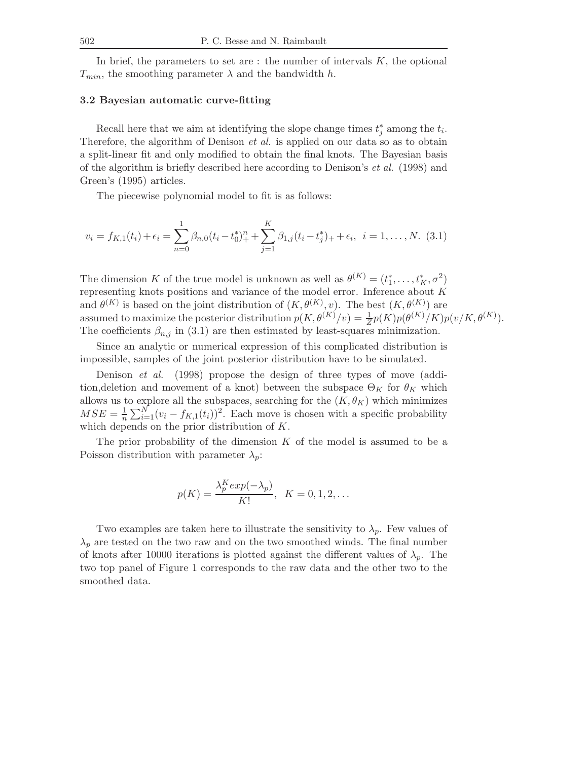In brief, the parameters to set are : the number of intervals $K$, the optional $T_{min}$, the smoothing parameter $\lambda$ and the bandwidth $h$.

### 3.2 Bayesian automatic curve-fitting

Recall here that we aim at identifying the slope change times $t_j^*$ among the $t_i$. Therefore, the algorithm of Denison *et al.* is applied on our data so as to obtain a split-linear fit and only modified to obtain the final knots. The Bayesian basis of the algorithm is briefly described here according to Denison's *et al.* (1998) and Green's (1995) articles.

The piecewise polynomial model to fit is as follows:

$$v_i = f_{K,1}(t_i) + \epsilon_i = \sum_{n=0}^{1} \beta_{n,0}(t_i - t_0^*)_+^n + \sum_{j=1}^{K} \beta_{1,j}(t_i - t_j^*)_+ + \epsilon_i, \;\; i = 1, \dots, N. \;\; (3.1)$$

The dimension $K$ of the true model is unknown as well as $\theta^{(K)} = (t_1^*, \dots, t_K^*, \sigma^2)$ representing knots positions and variance of the model error. Inference about $K$ and $\theta^{(K)}$ is based on the joint distribution of $(K, \theta^{(K)}, v)$. The best $(K, \theta^{(K)})$ are assumed to maximize the posterior distribution $p(K, \theta^{(K)}/v) = \frac{1}{Z} p(K) p(\theta^{(K)}/K) p(v/K, \theta^{(K)})$. The coefficients $\beta_{n,j}$ in (3.1) are then estimated by least-squares minimization.

Since an analytic or numerical expression of this complicated distribution is impossible, samples of the joint posterior distribution have to be simulated.

Denison *et al.* (1998) propose the design of three types of move (addition,deletion and movement of a knot) between the subspace $\Theta_K$ for $\theta_K$ which allows us to explore all the subspaces, searching for the $(K, \theta_K)$ which minimizes $MSE = \frac{1}{n} \sum_{i=1}^{N} (v_i - f_{K,1}(t_i))^2$. Each move is chosen with a specific probability which depends on the prior distribution of $K$.

The prior probability of the dimension $K$ of the model is assumed to be a Poisson distribution with parameter $\lambda_p$:

$$p(K) = \frac{\lambda_p^K exp(-\lambda_p)}{K!}, \;\; K = 0, 1, 2, \dots$$

Two examples are taken here to illustrate the sensitivity to $\lambda_p$. Few values of $\lambda_p$ are tested on the two raw and on the two smoothed winds. The final number of knots after 10000 iterations is plotted against the different values of $\lambda_p$. The two top panel of Figure 1 corresponds to the raw data and the other two to the smoothed data.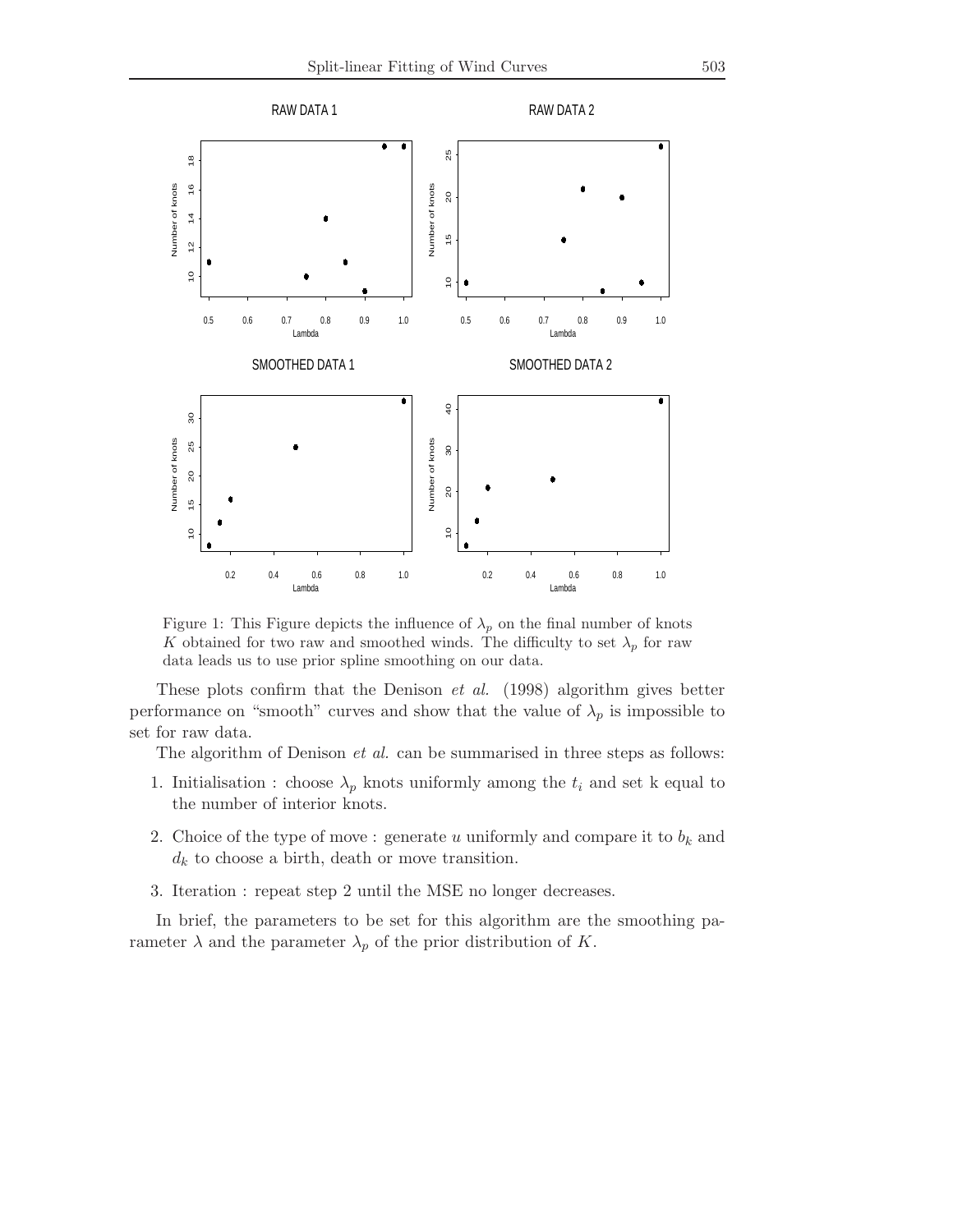Figure 1: This Figure depicts the influence of $\lambda_p$ on the final number of knots $K$ obtained for two raw and smoothed winds. The difficulty to set $\lambda_p$ for raw data leads us to use prior spline smoothing on our data.

These plots confirm that the Denison *et al.* (1998) algorithm gives better performance on "smooth" curves and show that the value of $\lambda_p$ is impossible to set for raw data.

The algorithm of Denison *et al.* can be summarised in three steps as follows:

1. Initialisation : choose $\lambda_p$ knots uniformly among the $t_i$ and set k equal to the number of interior knots.
2. Choice of the type of move : generate $u$ uniformly and compare it to $b_k$ and $d_k$ to choose a birth, death or move transition.
3. Iteration : repeat step 2 until the MSE no longer decreases.

In brief, the parameters to be set for this algorithm are the smoothing parameter $\lambda$ and the parameter $\lambda_p$ of the prior distribution of $K$.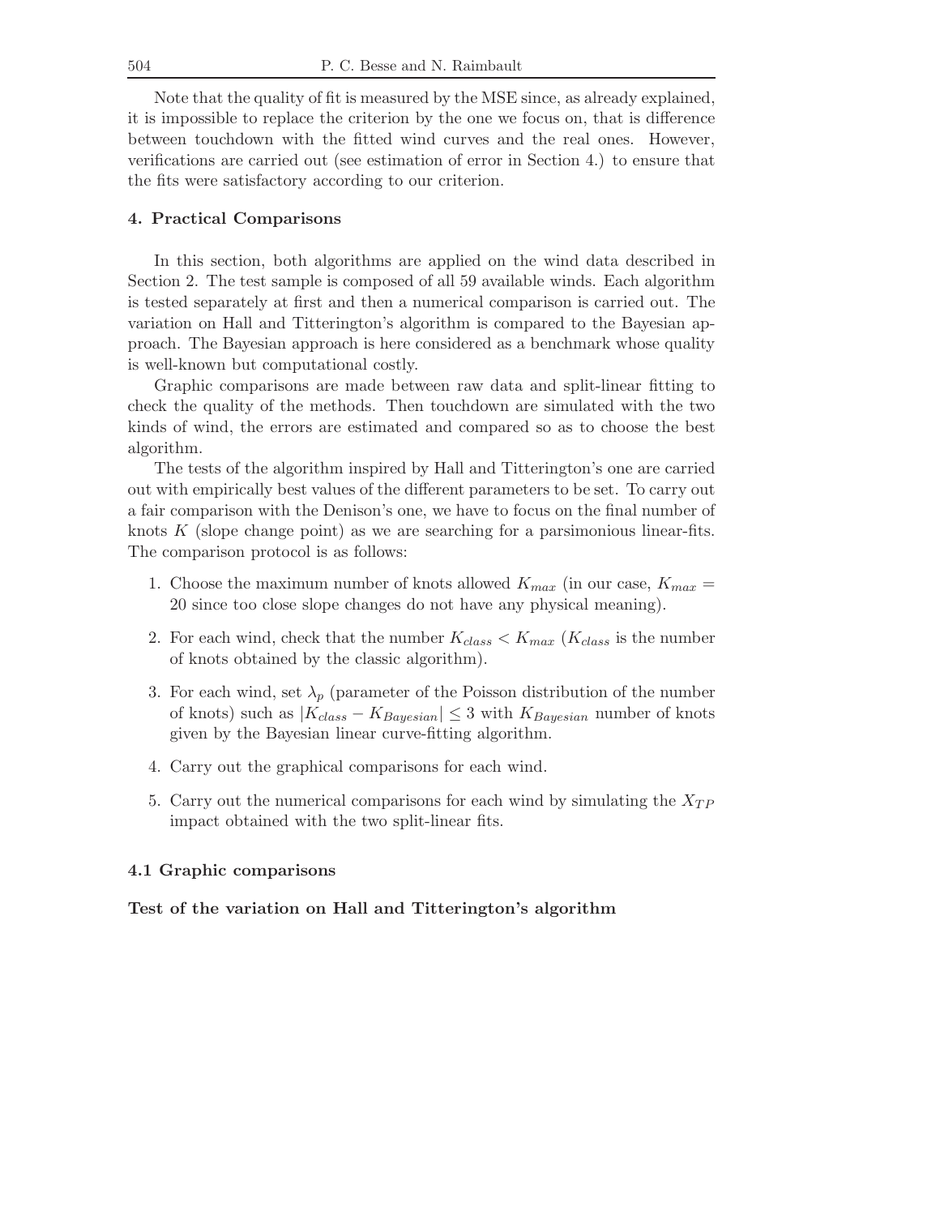Note that the quality of fit is measured by the MSE since, as already explained, it is impossible to replace the criterion by the one we focus on, that is difference between touchdown with the fitted wind curves and the real ones. However, verifications are carried out (see estimation of error in Section 4.) to ensure that the fits were satisfactory according to our criterion.

## 4. Practical Comparisons

In this section, both algorithms are applied on the wind data described in Section 2. The test sample is composed of all 59 available winds. Each algorithm is tested separately at first and then a numerical comparison is carried out. The variation on Hall and Titterington's algorithm is compared to the Bayesian approach. The Bayesian approach is here considered as a benchmark whose quality is well-known but computational costly.

Graphic comparisons are made between raw data and split-linear fitting to check the quality of the methods. Then touchdown are simulated with the two kinds of wind, the errors are estimated and compared so as to choose the best algorithm.

The tests of the algorithm inspired by Hall and Titterington's one are carried out with empirically best values of the different parameters to be set. To carry out a fair comparison with the Denison's one, we have to focus on the final number of knots $K$ (slope change point) as we are searching for a parsimonious linear-fits. The comparison protocol is as follows:

1. Choose the maximum number of knots allowed $K_{max}$ (in our case, $K_{max} = 20$ since too close slope changes do not have any physical meaning).
2. For each wind, check that the number $K_{class} < K_{max}$ ($K_{class}$ is the number of knots obtained by the classic algorithm).
3. For each wind, set $\lambda_p$ (parameter of the Poisson distribution of the number of knots) such as $|K_{class} - K_{Bayesian}| \leq 3$ with $K_{Bayesian}$ number of knots given by the Bayesian linear curve-fitting algorithm.
4. Carry out the graphical comparisons for each wind.
5. Carry out the numerical comparisons for each wind by simulating the $X_{TP}$ impact obtained with the two split-linear fits.

### 4.1 Graphic comparisons

**Test of the variation on Hall and Titterington's algorithm**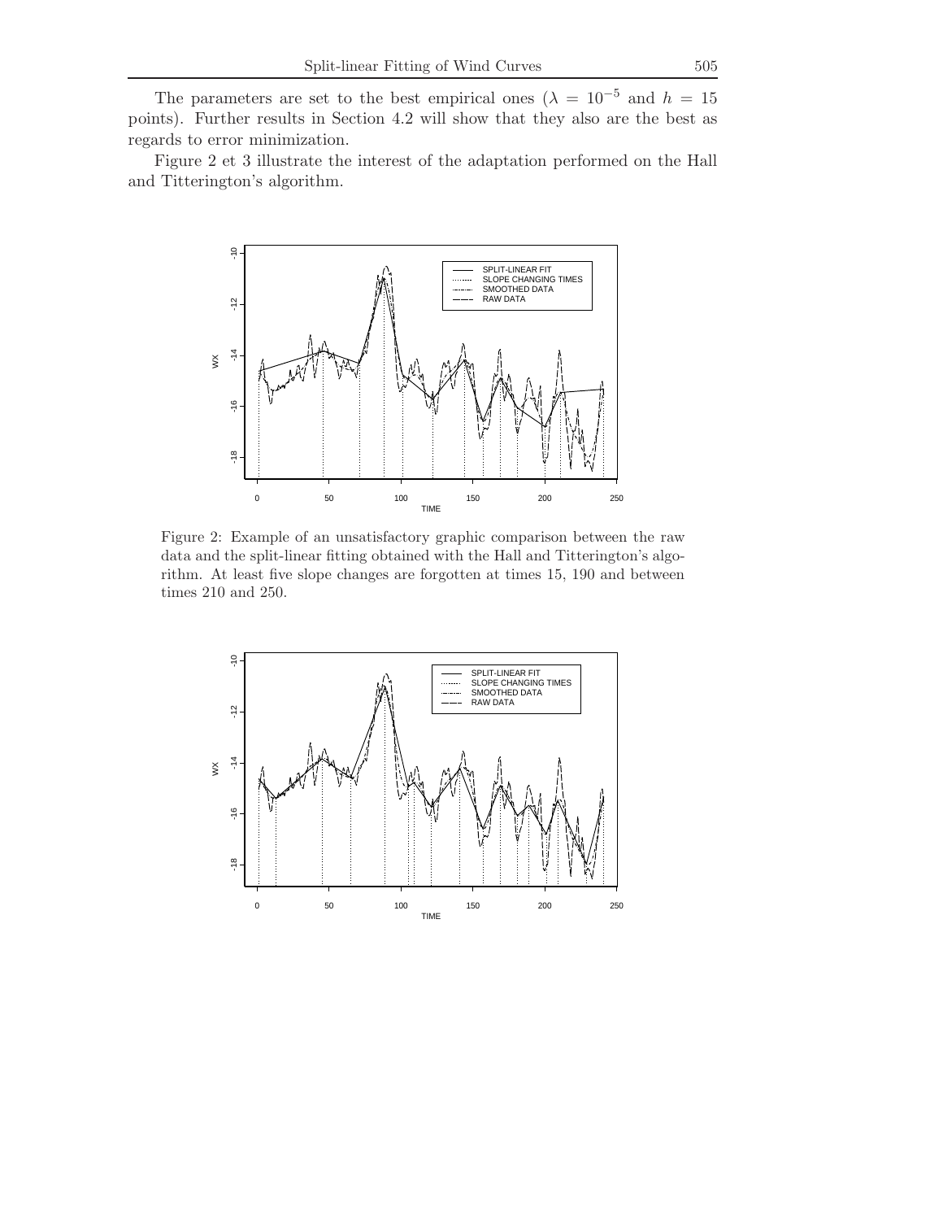The parameters are set to the best empirical ones ($\lambda = 10^{-5}$ and $h = 15$ points). Further results in Section 4.2 will show that they also are the best as regards to error minimization.

Figure 2 et 3 illustrate the interest of the adaptation performed on the Hall and Titterington's algorithm.

Figure 2: Example of an unsatisfactory graphic comparison between the raw data and the split-linear fitting obtained with the Hall and Titterington's algorithm. At least five slope changes are forgotten at times 15, 190 and between times 210 and 250.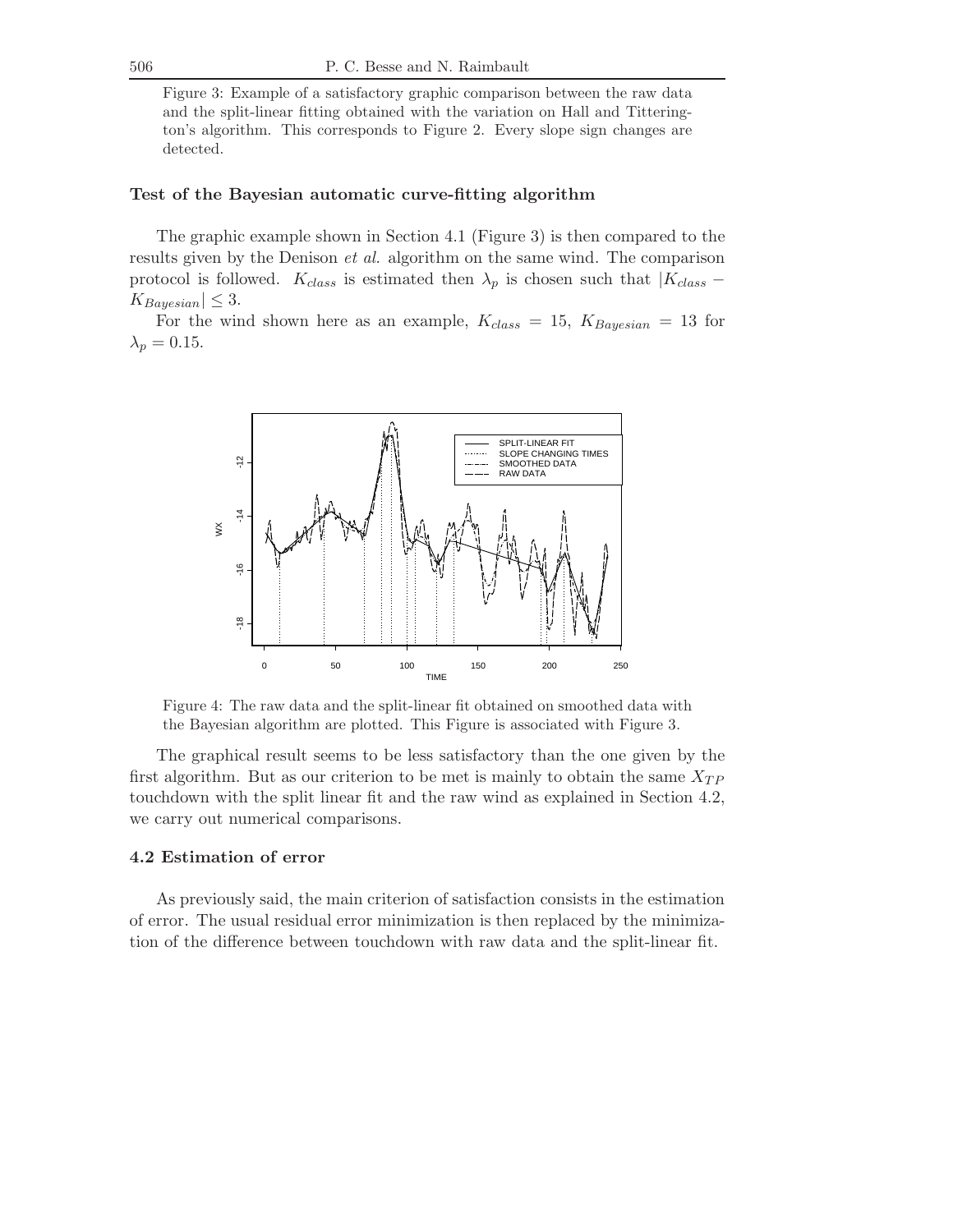Figure 3: Example of a satisfactory graphic comparison between the raw data and the split-linear fitting obtained with the variation on Hall and Titterington's algorithm. This corresponds to Figure 2. Every slope sign changes are detected.

#### Test of the Bayesian automatic curve-fitting algorithm

The graphic example shown in Section 4.1 (Figure 3) is then compared to the results given by the Denison *et al.* algorithm on the same wind. The comparison protocol is followed. $K_{class}$ is estimated then $\lambda_p$ is chosen such that $|K_{class} - K_{Bayesian}| \leq 3$.

For the wind shown here as an example, $K_{class} = 15$, $K_{Bayesian} = 13$ for $\lambda_p = 0.15$.

Figure 4: The raw data and the split-linear fit obtained on smoothed data with the Bayesian algorithm are plotted. This Figure is associated with Figure 3.

The graphical result seems to be less satisfactory than the one given by the first algorithm. But as our criterion to be met is mainly to obtain the same $X_{TP}$ touchdown with the split linear fit and the raw wind as explained in Section 4.2, we carry out numerical comparisons.

### 4.2 Estimation of error

As previously said, the main criterion of satisfaction consists in the estimation of error. The usual residual error minimization is then replaced by the minimization of the difference between touchdown with raw data and the split-linear fit.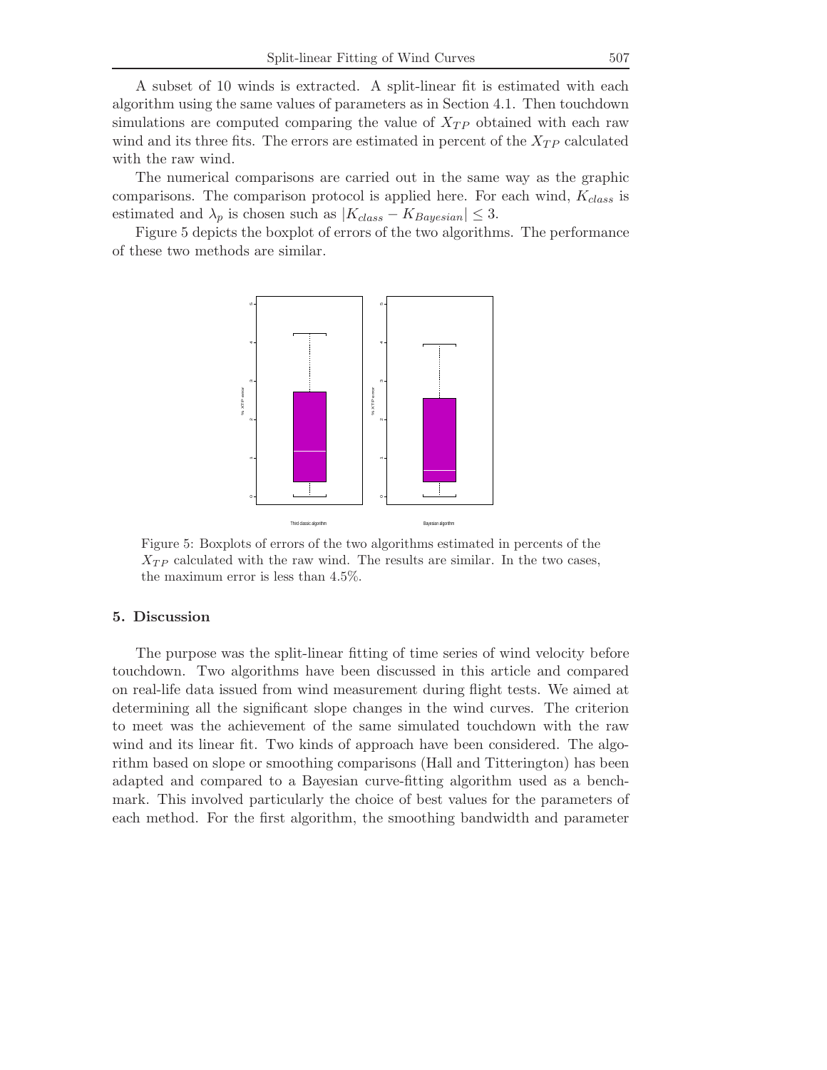A subset of 10 winds is extracted. A split-linear fit is estimated with each algorithm using the same values of parameters as in Section 4.1. Then touchdown simulations are computed comparing the value of $X_{TP}$ obtained with each raw wind and its three fits. The errors are estimated in percent of the $X_{TP}$ calculated with the raw wind.

The numerical comparisons are carried out in the same way as the graphic comparisons. The comparison protocol is applied here. For each wind, $K_{class}$ is estimated and $\lambda_p$ is chosen such as $|K_{class} - K_{Bayesian}| \leq 3$.

Figure 5 depicts the boxplot of errors of the two algorithms. The performance of these two methods are similar.

Figure 5: Boxplots of errors of the two algorithms estimated in percents of the $X_{TP}$ calculated with the raw wind. The results are similar. In the two cases, the maximum error is less than 4.5%.

## 5. Discussion

The purpose was the split-linear fitting of time series of wind velocity before touchdown. Two algorithms have been discussed in this article and compared on real-life data issued from wind measurement during flight tests. We aimed at determining all the significant slope changes in the wind curves. The criterion to meet was the achievement of the same simulated touchdown with the raw wind and its linear fit. Two kinds of approach have been considered. The algorithm based on slope or smoothing comparisons (Hall and Titterington) has been adapted and compared to a Bayesian curve-fitting algorithm used as a benchmark. This involved particularly the choice of best values for the parameters of each method. For the first algorithm, the smoothing bandwidth and parameter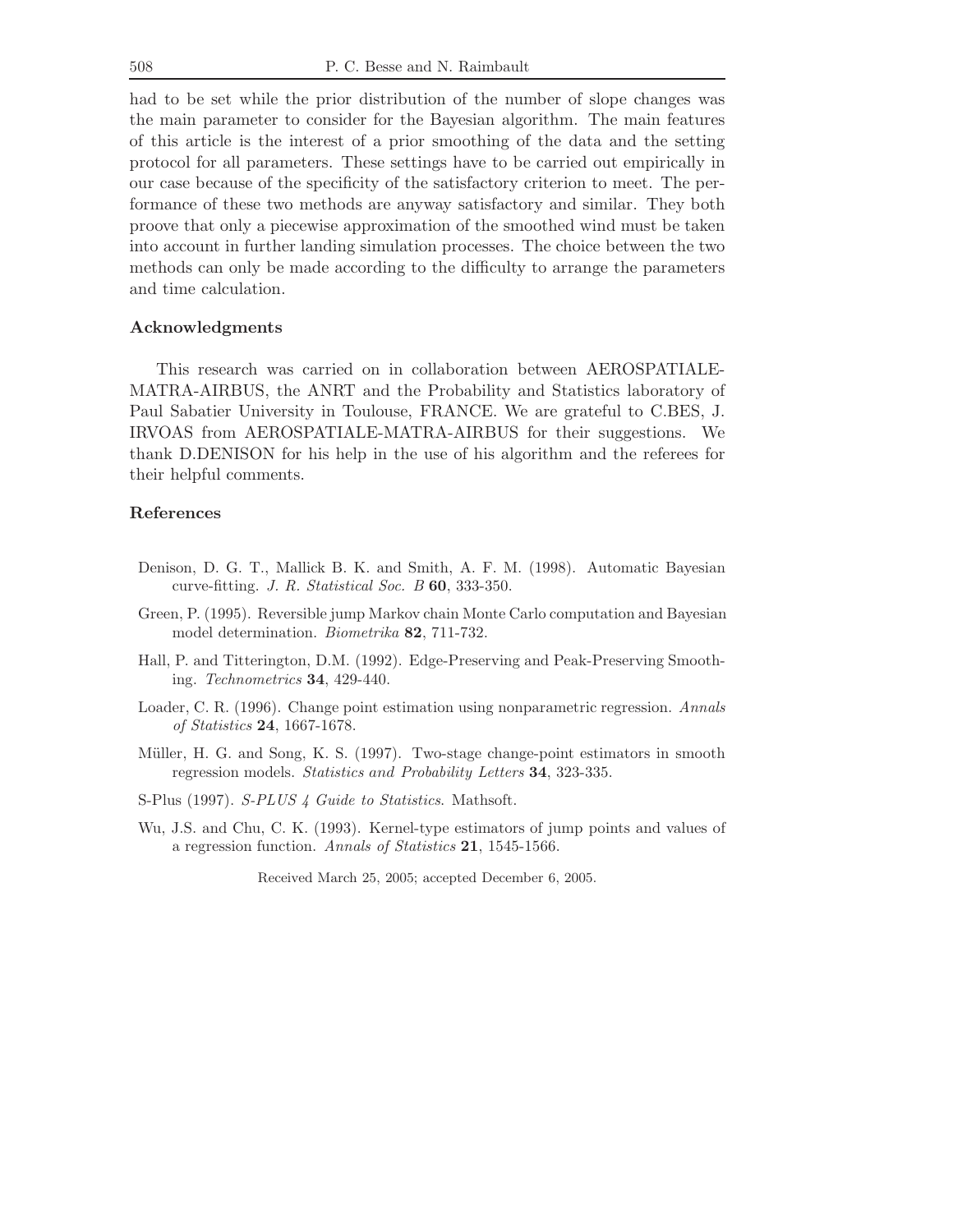had to be set while the prior distribution of the number of slope changes was the main parameter to consider for the Bayesian algorithm. The main features of this article is the interest of a prior smoothing of the data and the setting protocol for all parameters. These settings have to be carried out empirically in our case because of the specificity of the satisfactory criterion to meet. The performance of these two methods are anyway satisfactory and similar. They both proove that only a piecewise approximation of the smoothed wind must be taken into account in further landing simulation processes. The choice between the two methods can only be made according to the difficulty to arrange the parameters and time calculation.

## Acknowledgments

This research was carried on in collaboration between AEROSPATIALE-MATRA-AIRBUS, the ANRT and the Probability and Statistics laboratory of Paul Sabatier University in Toulouse, FRANCE. We are grateful to C.BES, J. IRVOAS from AEROSPATIALE-MATRA-AIRBUS for their suggestions. We thank D.DENISON for his help in the use of his algorithm and the referees for their helpful comments.

## References

Denison, D. G. T., Mallick B. K. and Smith, A. F. M. (1998). Automatic Bayesian curve-fitting. *J. R. Statistical Soc. B* **60**, 333-350.

Green, P. (1995). Reversible jump Markov chain Monte Carlo computation and Bayesian model determination. *Biometrika* **82**, 711-732.

Hall, P. and Titterington, D.M. (1992). Edge-Preserving and Peak-Preserving Smoothing. *Technometrics* **34**, 429-440.

Loader, C. R. (1996). Change point estimation using nonparametric regression. *Annals of Statistics* **24**, 1667-1678.

Müller, H. G. and Song, K. S. (1997). Two-stage change-point estimators in smooth regression models. *Statistics and Probability Letters* **34**, 323-335.

S-Plus (1997). *S-PLUS 4 Guide to Statistics*. Mathsoft.

Wu, J.S. and Chu, C. K. (1993). Kernel-type estimators of jump points and values of a regression function. *Annals of Statistics* **21**, 1545-1566.

Received March 25, 2005; accepted December 6, 2005.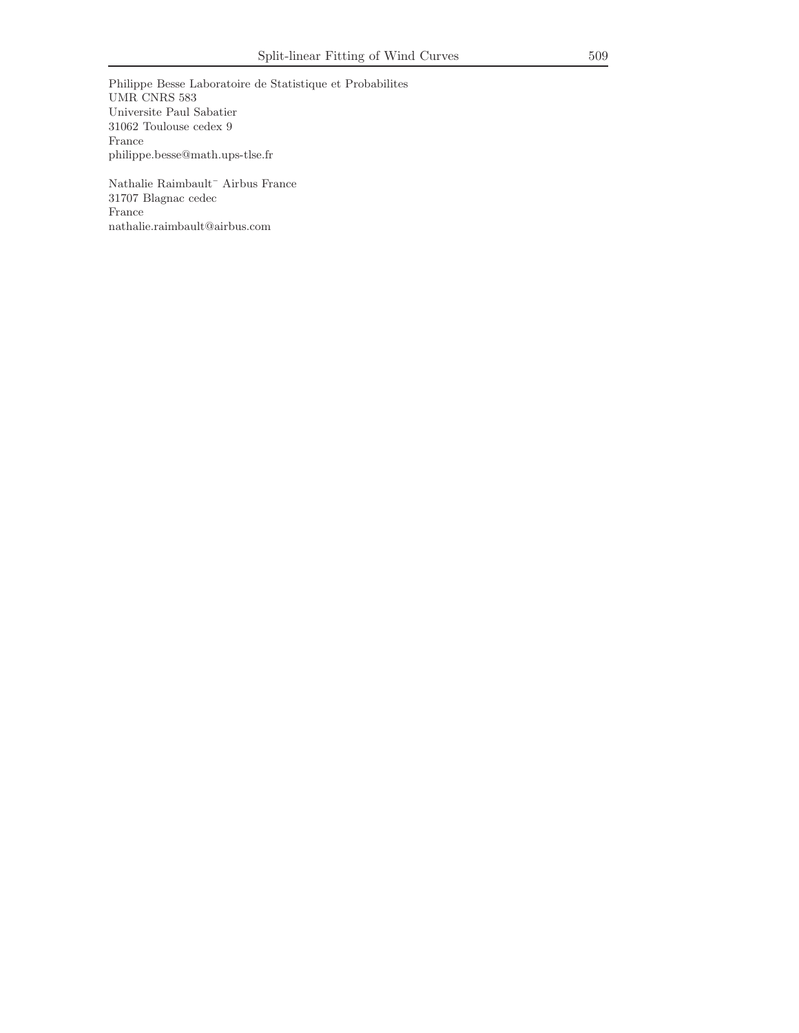Philippe Besse Laboratoire de Statistique et Probabilites
UMR CNRS 583
Universite Paul Sabatier
31062 Toulouse cedex 9
France
philippe.besse@math.ups-tlse.fr

Nathalie Raimbault¯ Airbus France
31707 Blagnac cedec
France
nathalie.raimbault@airbus.com